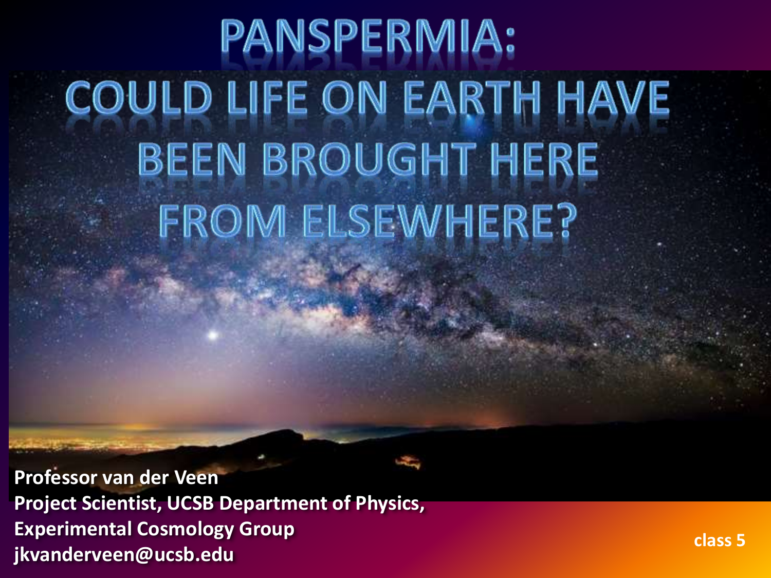# PANSPERMIA: COULD LIFE ON EARTH HAVE BEEN BROUGHT HERE FROM ELSEWHERE?

**Professor van der Veen**
**Project Scientist, UCSB Department of Physics,**
**Experimental Cosmology Group**
**jkvanderveen@ucsb.edu**

**class 5**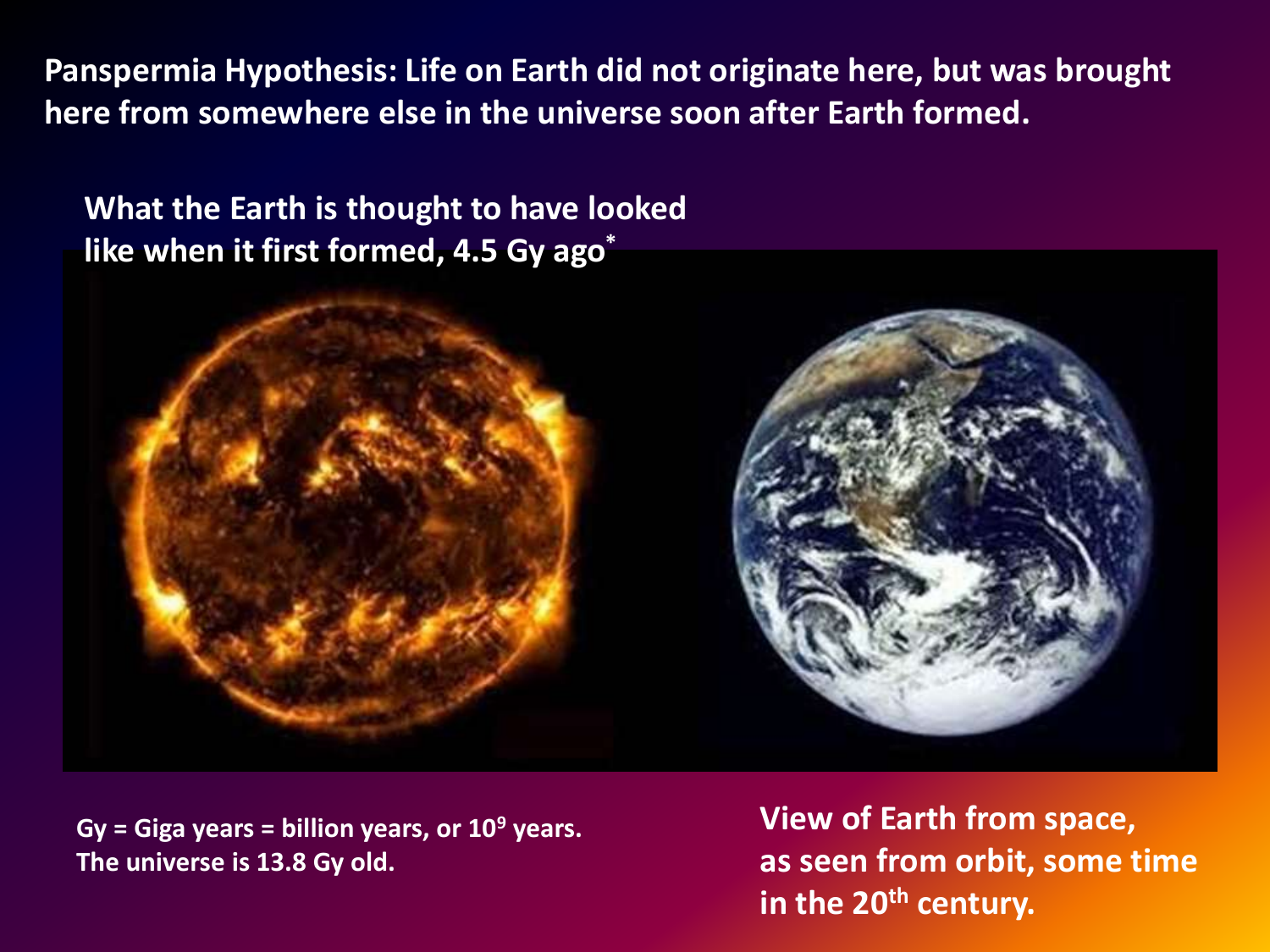**Panspermia Hypothesis: Life on Earth did not originate here, but was brought here from somewhere else in the universe soon after Earth formed.**

**What the Earth is thought to have looked like when it first formed, 4.5 Gy ago***

**View of Earth from space, as seen from orbit, some time in the 20th century.**

**Gy = Giga years = billion years, or $10^9$ years.**
**The universe is 13.8 Gy old.**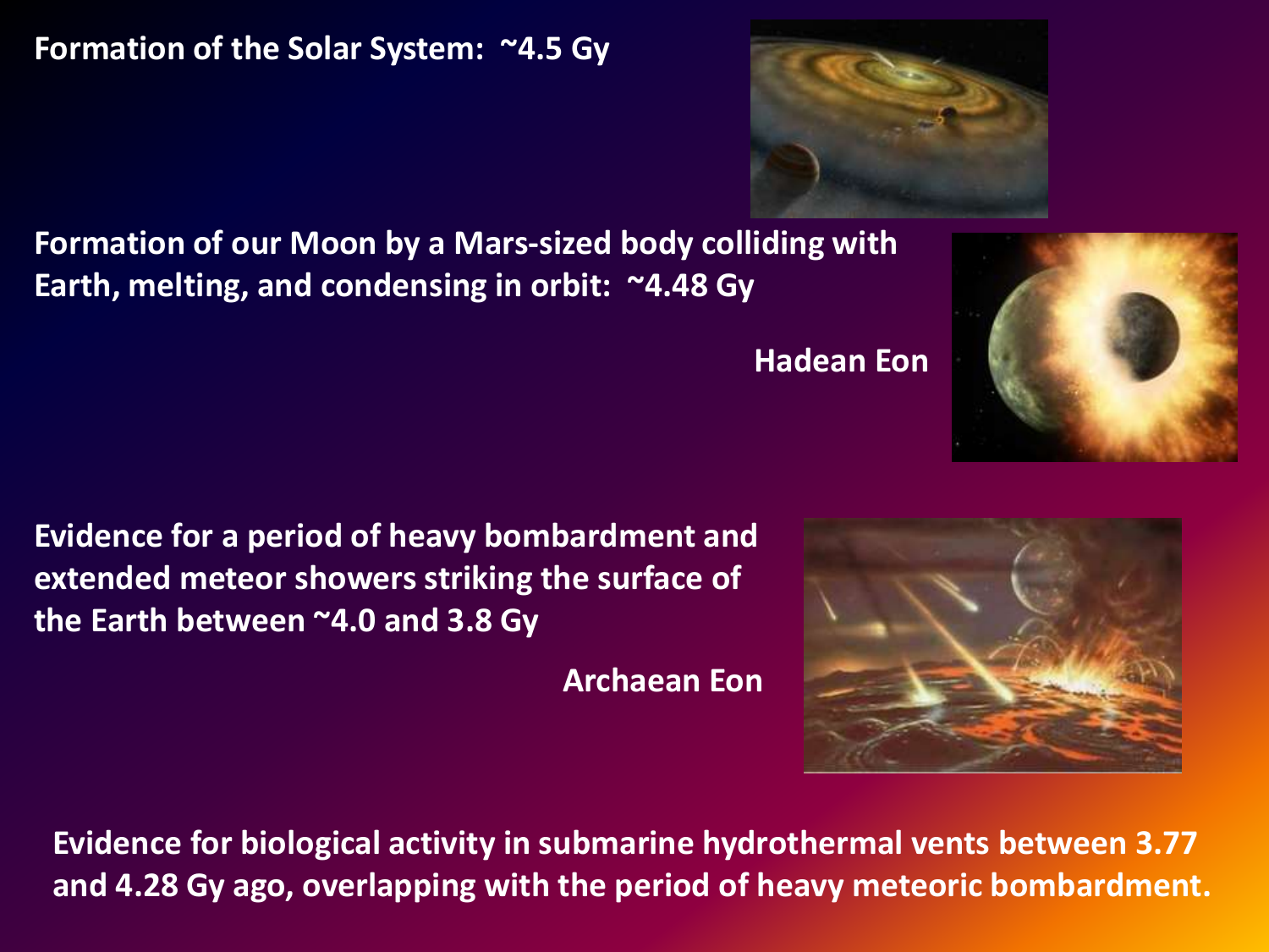**Formation of the Solar System: ~4.5 Gy**

**Formation of our Moon by a Mars-sized body colliding with Earth, melting, and condensing in orbit: ~4.48 Gy**

**Hadean Eon**

**Evidence for a period of heavy bombardment and extended meteor showers striking the surface of the Earth between ~4.0 and 3.8 Gy**

**Archaean Eon**

**Evidence for biological activity in submarine hydrothermal vents between 3.77 and 4.28 Gy ago, overlapping with the period of heavy meteoric bombardment.**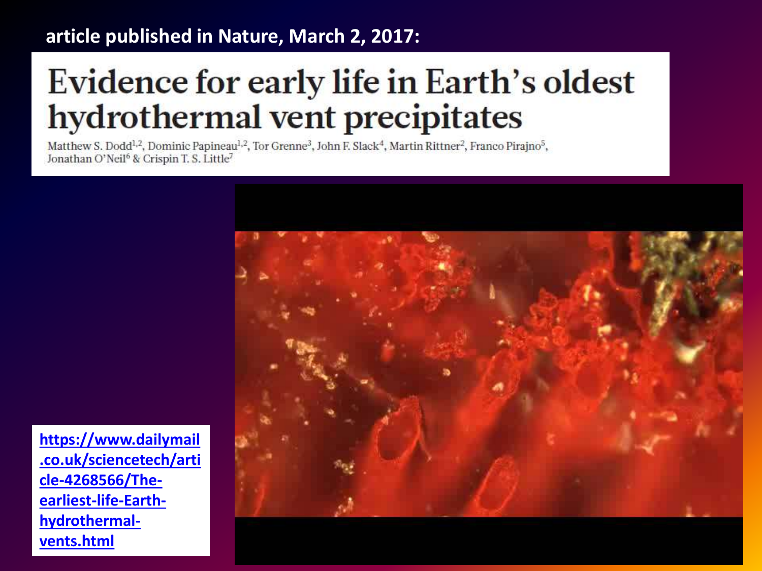**article published in Nature, March 2, 2017:**

# Evidence for early life in Earth's oldest hydrothermal vent precipitates

Matthew S. Dodd[1,2], Dominic Papineau[1,2], Tor Grenne[3], John F. Slack[4], Martin Rittner[2], Franco Pirajno[5], Jonathan O'Neil[6] & Crispin T. S. Little[7]

https://www.dailymail.co.uk/sciencetech/article-4268566/The-earliest-life-Earth-hydrothermal-vents.html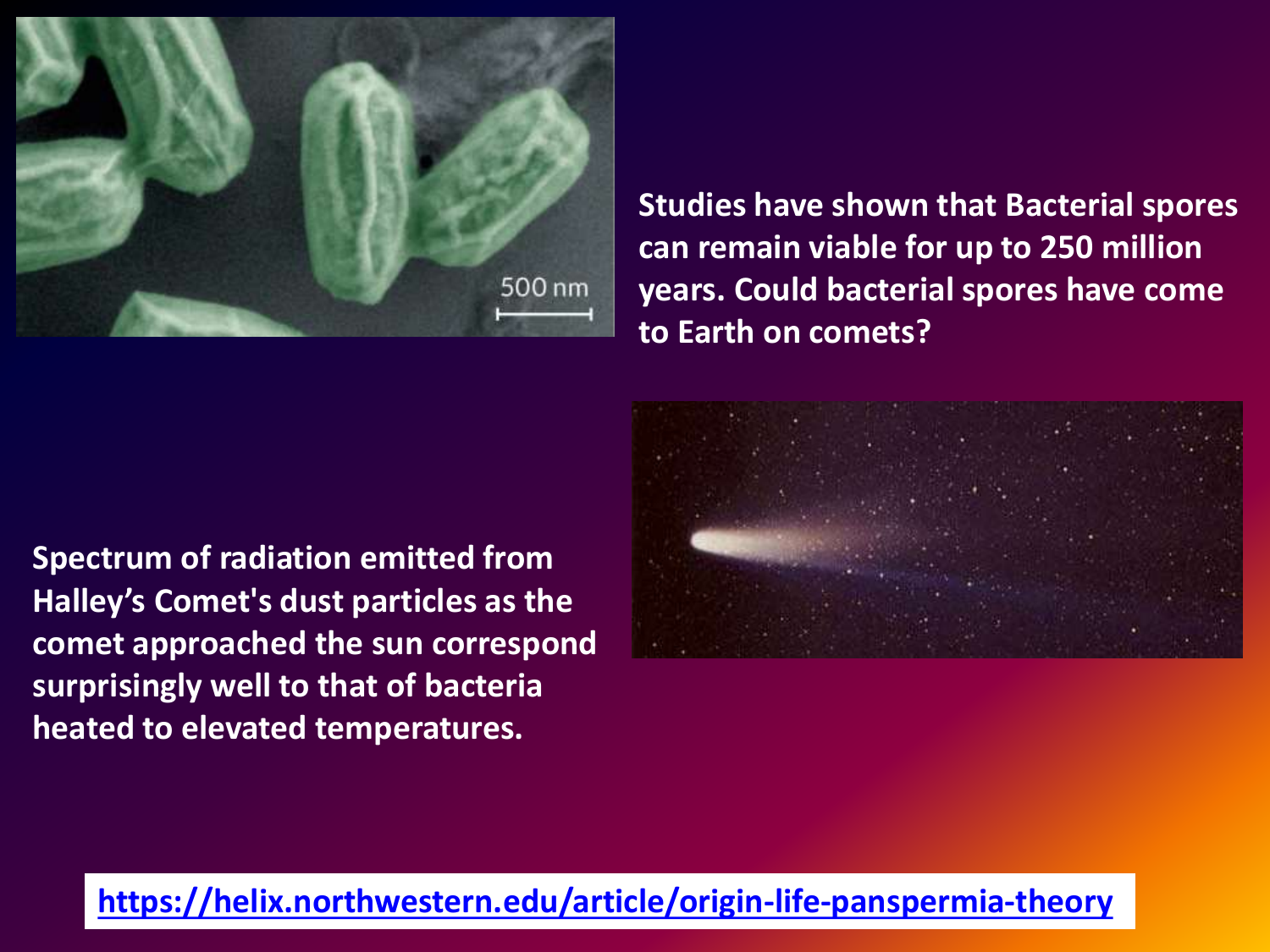Studies have shown that Bacterial spores can remain viable for up to 250 million years. Could bacterial spores have come to Earth on comets?

Spectrum of radiation emitted from Halley's Comet's dust particles as the comet approached the sun correspond surprisingly well to that of bacteria heated to elevated temperatures.

https://helix.northwestern.edu/article/origin-life-panspermia-theory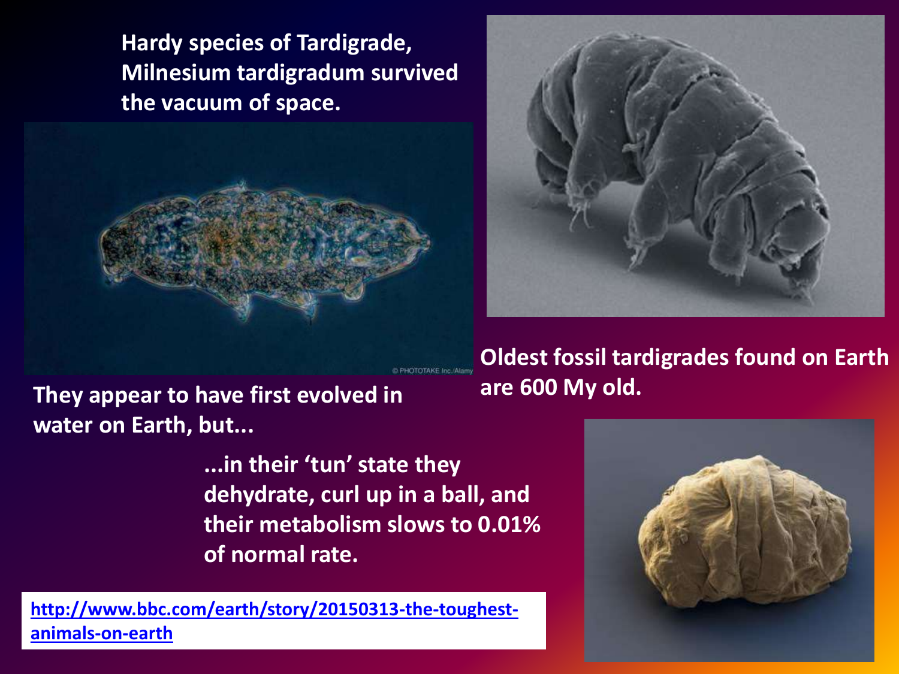**Hardy species of Tardigrade, Milnesium tardigradum survived the vacuum of space.**

**They appear to have first evolved in water on Earth, but...**

**...in their 'tun' state they dehydrate, curl up in a ball, and their metabolism slows to 0.01% of normal rate.**

**Oldest fossil tardigrades found on Earth are 600 My old.**

http://www.bbc.com/earth/story/20150313-the-toughest-animals-on-earth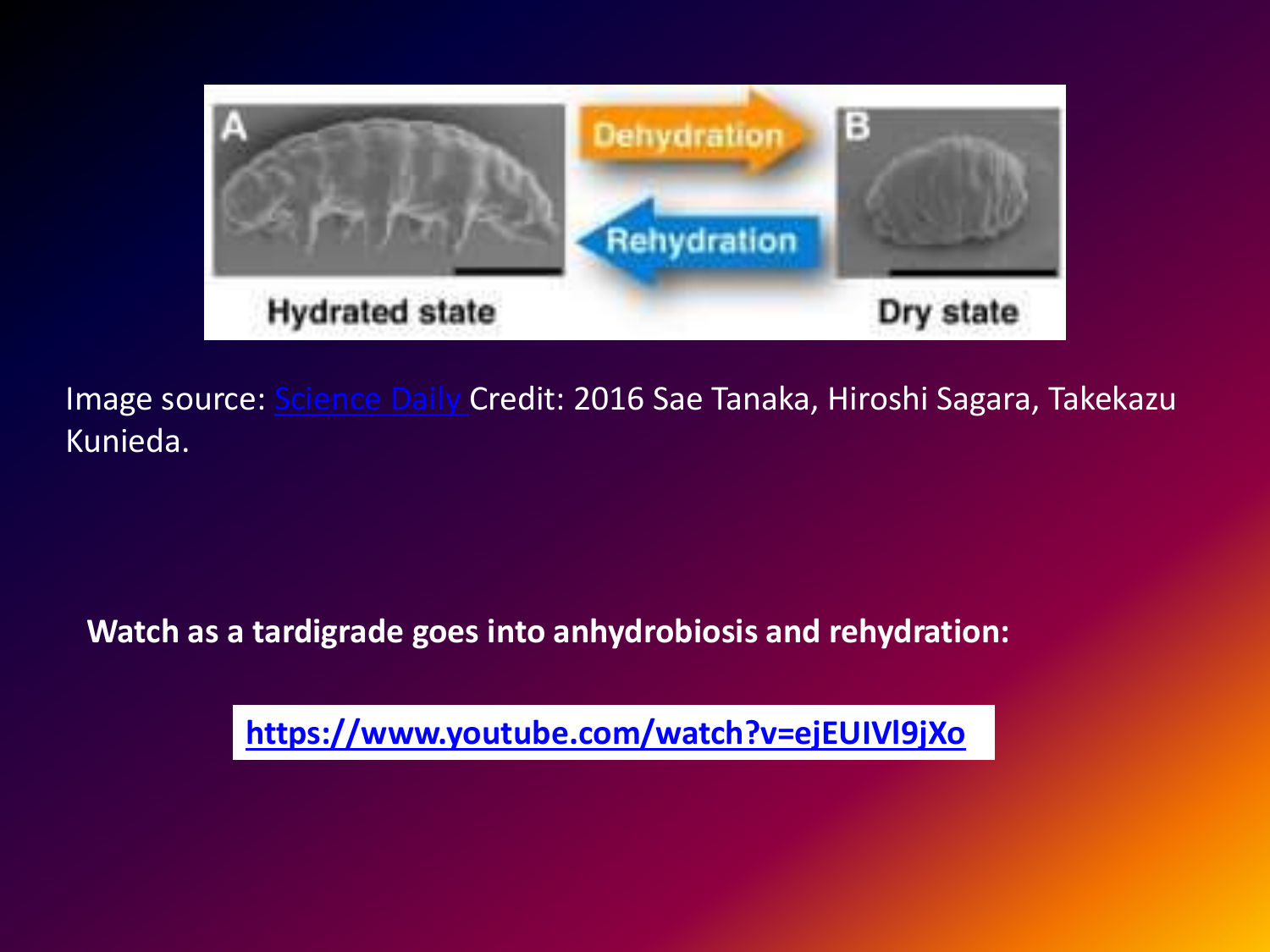Image source: Science Daily Credit: 2016 Sae Tanaka, Hiroshi Sagara, Takekazu Kunieda.

**Watch as a tardigrade goes into anhydrobiosis and rehydration:**

**https://www.youtube.com/watch?v=ejEUIVl9jXo**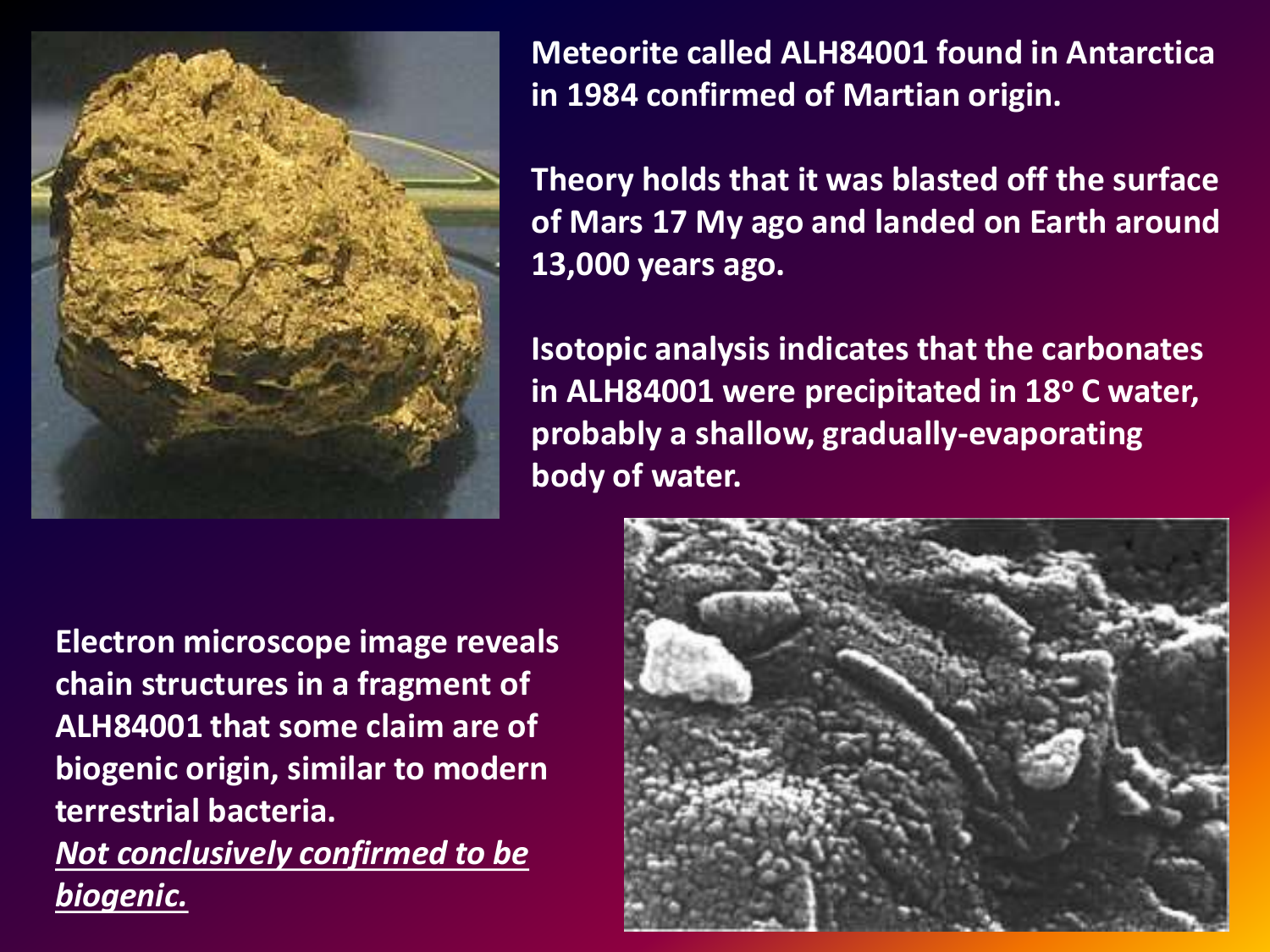**Meteorite called ALH84001 found in Antarctica in 1984 confirmed of Martian origin.**

**Theory holds that it was blasted off the surface of Mars 17 My ago and landed on Earth around 13,000 years ago.**

**Isotopic analysis indicates that the carbonates in ALH84001 were precipitated in 18$^{o}$ C water, probably a shallow, gradually-evaporating body of water.**

**Electron microscope image reveals chain structures in a fragment of ALH84001 that some claim are of biogenic origin, similar to modern terrestrial bacteria.**

***Not conclusively confirmed to be biogenic.***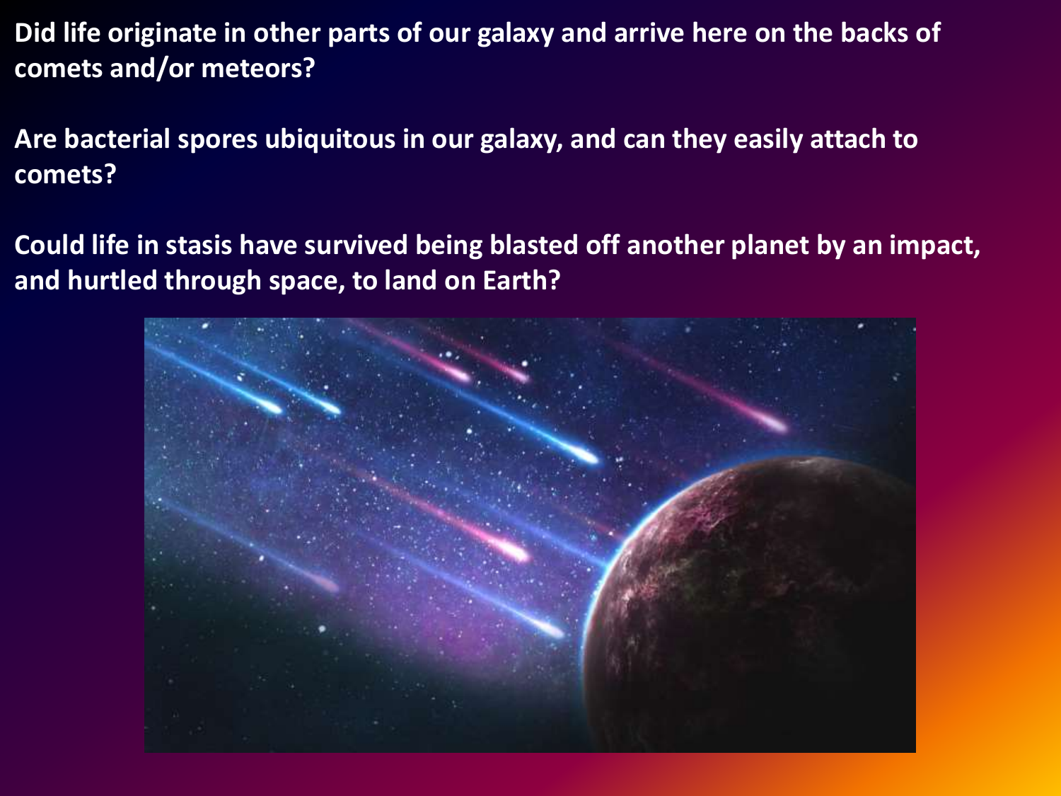**Did life originate in other parts of our galaxy and arrive here on the backs of comets and/or meteors?**

**Are bacterial spores ubiquitous in our galaxy, and can they easily attach to comets?**

**Could life in stasis have survived being blasted off another planet by an impact, and hurtled through space, to land on Earth?**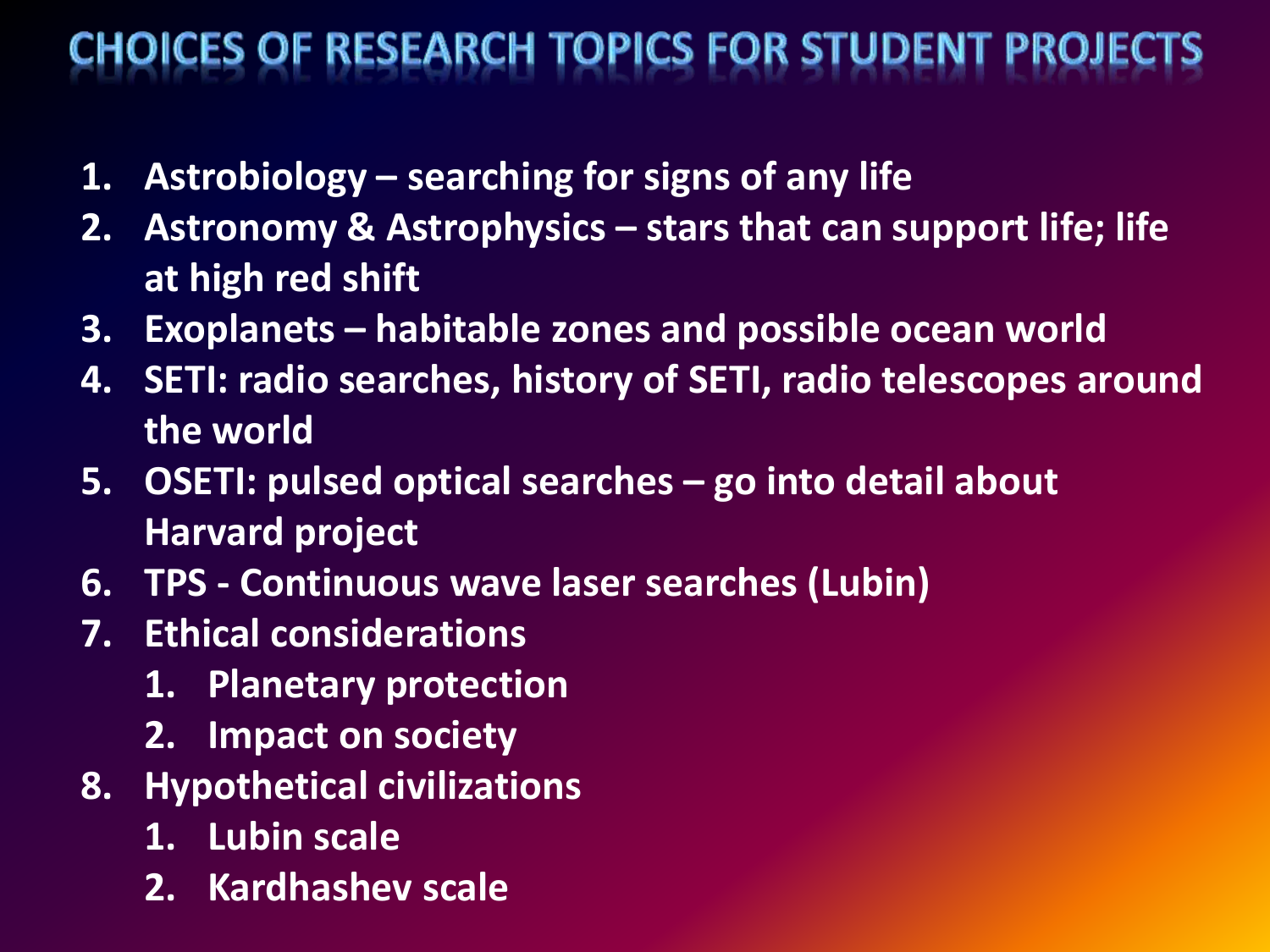# CHOICES OF RESEARCH TOPICS FOR STUDENT PROJECTS

1. **Astrobiology – searching for signs of any life**
2. **Astronomy & Astrophysics – stars that can support life; life at high red shift**
3. **Exoplanets – habitable zones and possible ocean world**
4. **SETI: radio searches, history of SETI, radio telescopes around the world**
5. **OSETI: pulsed optical searches – go into detail about Harvard project**
6. **TPS - Continuous wave laser searches (Lubin)**
7. **Ethical considerations**
   1. **Planetary protection**
   2. **Impact on society**
8. **Hypothetical civilizations**
   1. **Lubin scale**
   2. **Kardhashev scale**